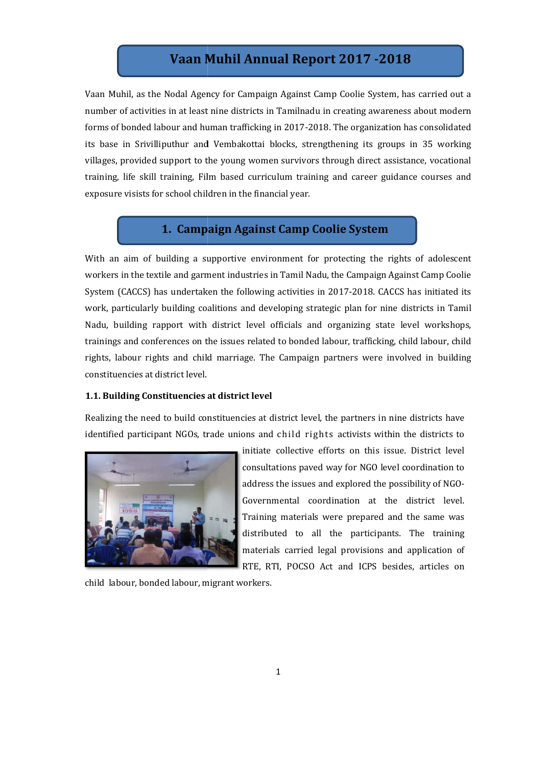# Vaan Muhil Annual Report 2017 -2018

Vaan Muhil, as the Nodal Agency for Campaign Against Camp Coolie System, has carried out a number of activities in at least nine districts in Tamilnadu in creating awareness about modern forms of bonded labour and human trafficking in 2017-2018. The organization has consolidated its base in Srivilliputhur and Vembakottai blocks, strengthening its groups in 35 working villages, provided support to the young women survivors through direct assistance, vocational training, life skill training, Film based curriculum training and career guidance courses and exposure visists for school children in the financial year.

## 1. Campaign Against Camp Coolie System

With an aim of building a supportive environment for protecting the rights of adolescent workers in the textile and garment industries in Tamil Nadu, the Campaign Against Camp Coolie System (CACCS) has undertaken the following activities in 2017-2018. CACCS has initiated its work, particularly building coalitions and developing strategic plan for nine districts in Tamil Nadu, building rapport with district level officials and organizing state level workshops, trainings and conferences on the issues related to bonded labour, trafficking, child labour, child rights, labour rights and child marriage. The Campaign partners were involved in building constituencies at district level.

### 1.1. Building Constituencies at district level

Realizing the need to build constituencies at district level, the partners in nine districts have identified participant NGOs, trade unions and child rights activists within the districts to initiate collective efforts on this issue. District level consultations paved way for NGO level coordination to address the issues and explored the possibility of NGO-Governmental coordination at the district level. Training materials were prepared and the same was distributed to all the participants. The training materials carried legal provisions and application of RTE, RTI, POCSO Act and ICPS besides, articles on child labour, bonded labour, migrant workers.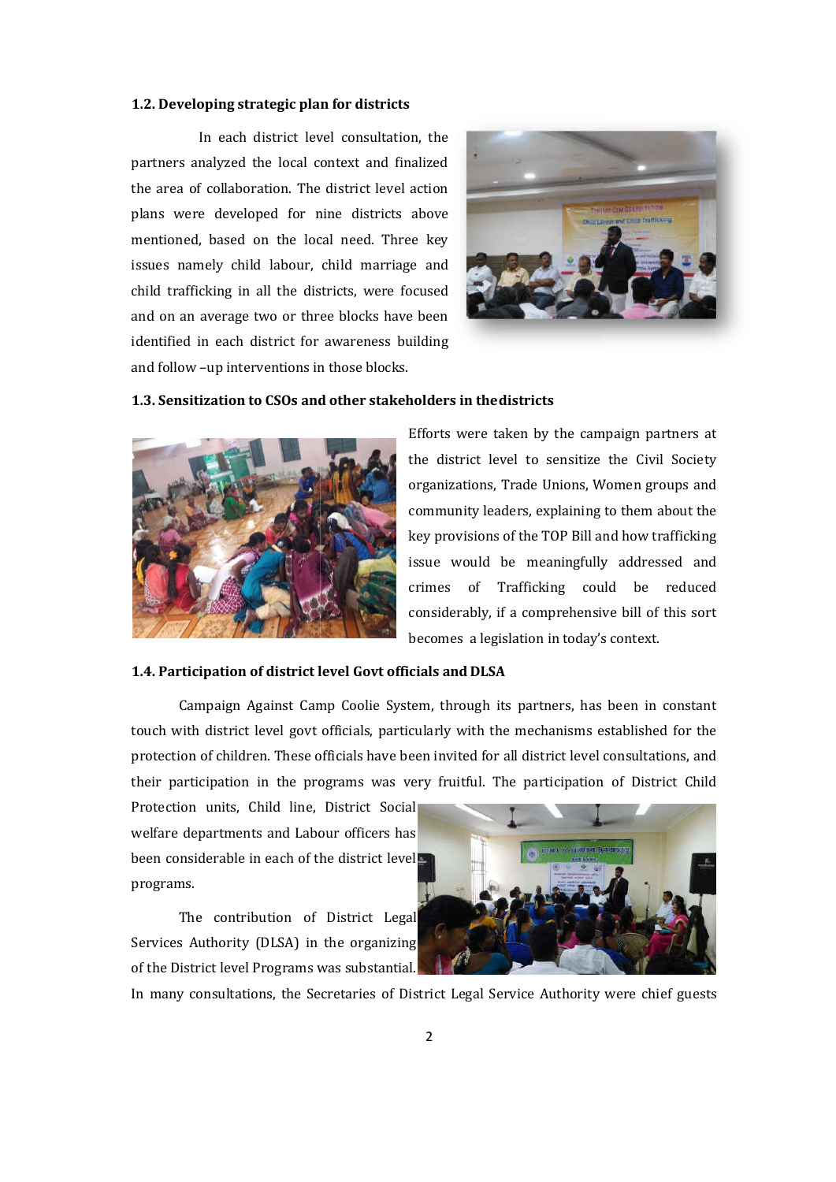### 1.2. Developing strategic plan for districts

In each district level consultation, the partners analyzed the local context and finalized the area of collaboration. The district level action plans were developed for nine districts above mentioned, based on the local need. Three key issues namely child labour, child marriage and child trafficking in all the districts, were focused and on an average two or three blocks have been identified in each district for awareness building and follow –up interventions in those blocks.

### 1.3. Sensitization to CSOs and other stakeholders in the districts

Efforts were taken by the campaign partners at the district level to sensitize the Civil Society organizations, Trade Unions, Women groups and community leaders, explaining to them about the key provisions of the TOP Bill and how trafficking issue would be meaningfully addressed and crimes of Trafficking could be reduced considerably, if a comprehensive bill of this sort becomes a legislation in today's context.

### 1.4. Participation of district level Govt officials and DLSA

Campaign Against Camp Coolie System, through its partners, has been in constant touch with district level govt officials, particularly with the mechanisms established for the protection of children. These officials have been invited for all district level consultations, and their participation in the programs was very fruitful. The participation of District Child Protection units, Child line, District Social welfare departments and Labour officers has been considerable in each of the district level programs.

The contribution of District Legal Services Authority (DLSA) in the organizing of the District level Programs was substantial. In many consultations, the Secretaries of District Legal Service Authority were chief guests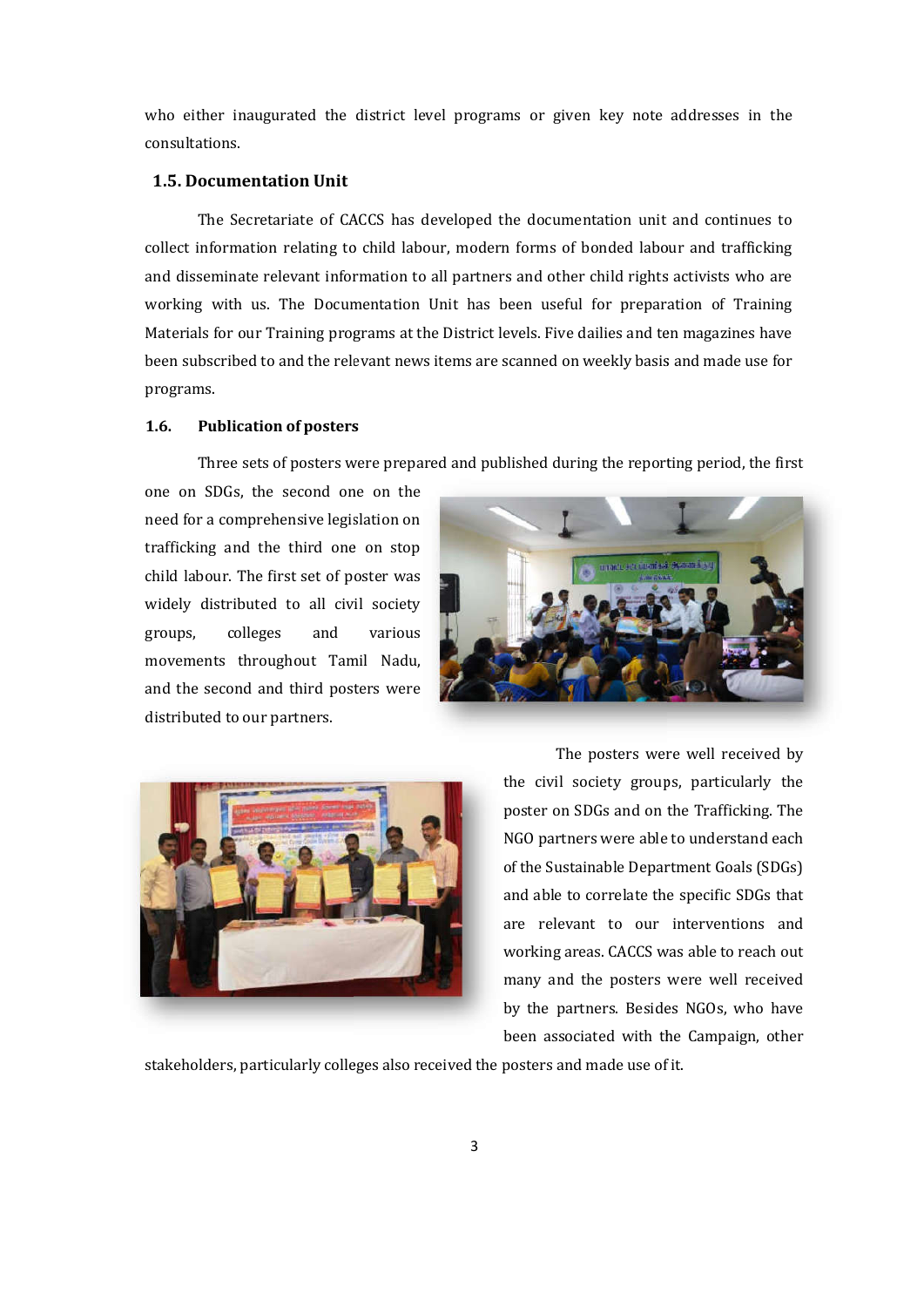who either inaugurated the district level programs or given key note addresses in the consultations.

## 1.5. Documentation Unit

The Secretariate of CACCS has developed the documentation unit and continues to collect information relating to child labour, modern forms of bonded labour and trafficking and disseminate relevant information to all partners and other child rights activists who are working with us. The Documentation Unit has been useful for preparation of Training Materials for our Training programs at the District levels. Five dailies and ten magazines have been subscribed to and the relevant news items are scanned on weekly basis and made use for programs.

## 1.6. Publication of posters

Three sets of posters were prepared and published during the reporting period, the first one on SDGs, the second one on the need for a comprehensive legislation on trafficking and the third one on stop child labour. The first set of poster was widely distributed to all civil society groups, colleges and various movements throughout Tamil Nadu, and the second and third posters were distributed to our partners.

The posters were well received by the civil society groups, particularly the poster on SDGs and on the Trafficking. The NGO partners were able to understand each of the Sustainable Department Goals (SDGs) and able to correlate the specific SDGs that are relevant to our interventions and working areas. CACCS was able to reach out many and the posters were well received by the partners. Besides NGOs, who have been associated with the Campaign, other stakeholders, particularly colleges also received the posters and made use of it.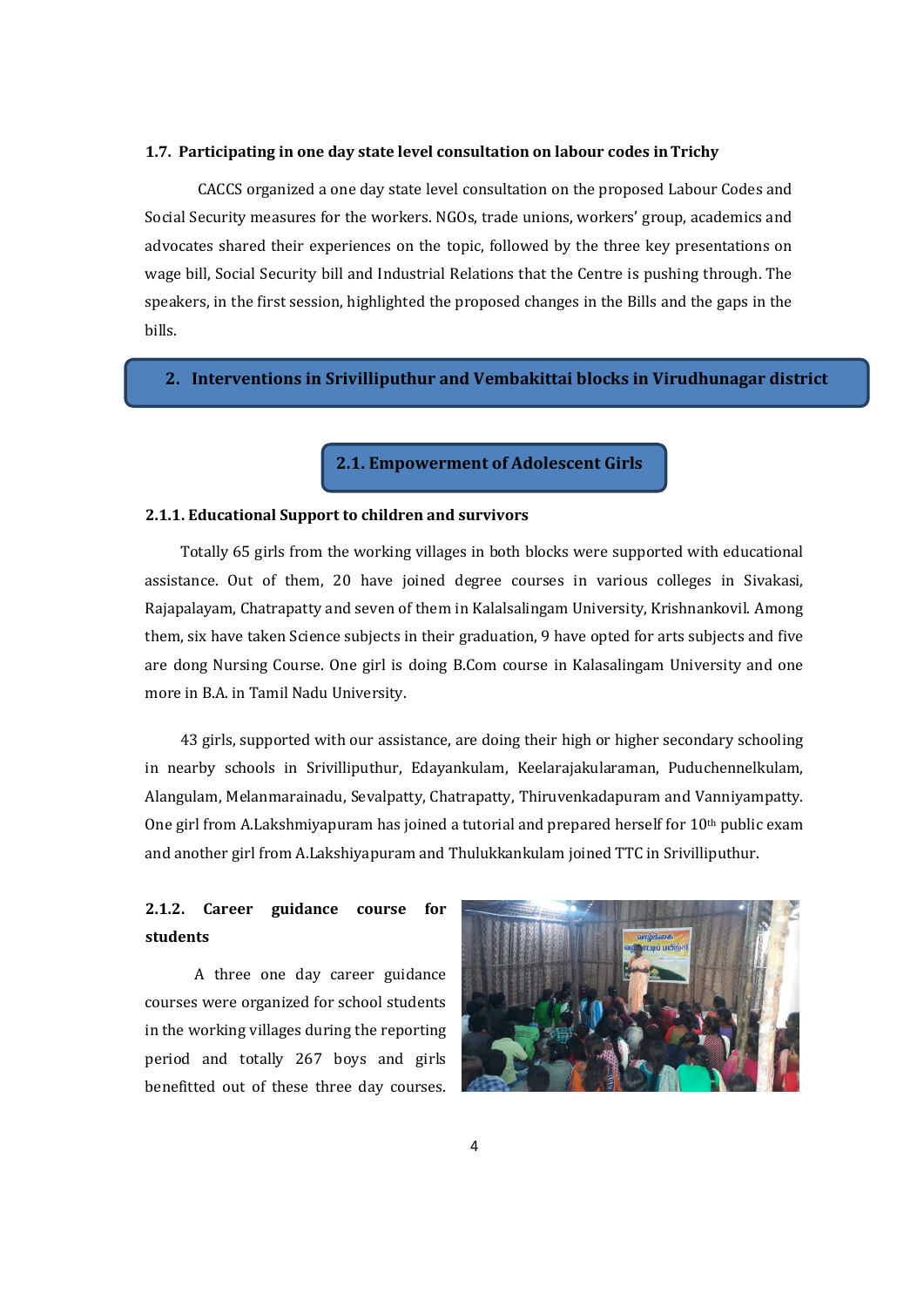### 1.7. Participating in one day state level consultation on labour codes in Trichy

CACCS organized a one day state level consultation on the proposed Labour Codes and Social Security measures for the workers. NGOs, trade unions, workers' group, academics and advocates shared their experiences on the topic, followed by the three key presentations on wage bill, Social Security bill and Industrial Relations that the Centre is pushing through. The speakers, in the first session, highlighted the proposed changes in the Bills and the gaps in the bills.

## 2. Interventions in Srivilliputhur and Vembakittai blocks in Virudhunagar district

### 2.1. Empowerment of Adolescent Girls

#### 2.1.1. Educational Support to children and survivors

Totally 65 girls from the working villages in both blocks were supported with educational assistance. Out of them, 20 have joined degree courses in various colleges in Sivakasi, Rajapalayam, Chatrapatty and seven of them in Kalalsalingam University, Krishnankovil. Among them, six have taken Science subjects in their graduation, 9 have opted for arts subjects and five are dong Nursing Course. One girl is doing B.Com course in Kalasalingam University and one more in B.A. in Tamil Nadu University.

43 girls, supported with our assistance, are doing their high or higher secondary schooling in nearby schools in Srivilliputhur, Edayankulam, Keelarajakularaman, Puduchennelkulam, Alangulam, Melanmarainadu, Sevalpatty, Chatrapatty, Thiruvenkadapuram and Vanniyampatty. One girl from A.Lakshmiyapuram has joined a tutorial and prepared herself for 10th public exam and another girl from A.Lakshiyapuram and Thulukkankulam joined TTC in Srivilliputhur.

#### 2.1.2. Career guidance course for students

A three one day career guidance courses were organized for school students in the working villages during the reporting period and totally 267 boys and girls benefitted out of these three day courses.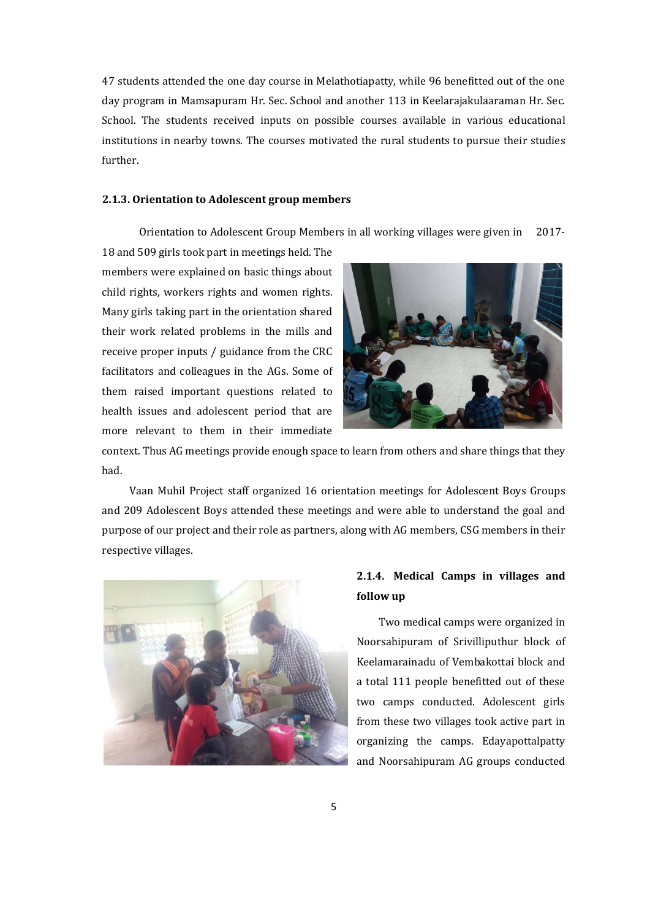47 students attended the one day course in Melathotiapatty, while 96 benefitted out of the one day program in Mamsapuram Hr. Sec. School and another 113 in Keelarajakulaaraman Hr. Sec. School. The students received inputs on possible courses available in various educational institutions in nearby towns. The courses motivated the rural students to pursue their studies further.

### 2.1.3. Orientation to Adolescent group members

Orientation to Adolescent Group Members in all working villages were given in 2017-18 and 509 girls took part in meetings held. The members were explained on basic things about child rights, workers rights and women rights. Many girls taking part in the orientation shared their work related problems in the mills and receive proper inputs / guidance from the CRC facilitators and colleagues in the AGs. Some of them raised important questions related to health issues and adolescent period that are more relevant to them in their immediate context. Thus AG meetings provide enough space to learn from others and share things that they had.

Vaan Muhil Project staff organized 16 orientation meetings for Adolescent Boys Groups and 209 Adolescent Boys attended these meetings and were able to understand the goal and purpose of our project and their role as partners, along with AG members, CSG members in their respective villages.

### 2.1.4. Medical Camps in villages and follow up

Two medical camps were organized in Noorsahipuram of Srivilliputhur block of Keelamarainadu of Vembakottai block and a total 111 people benefitted out of these two camps conducted. Adolescent girls from these two villages took active part in organizing the camps. Edayapottalpatty and Noorsahipuram AG groups conducted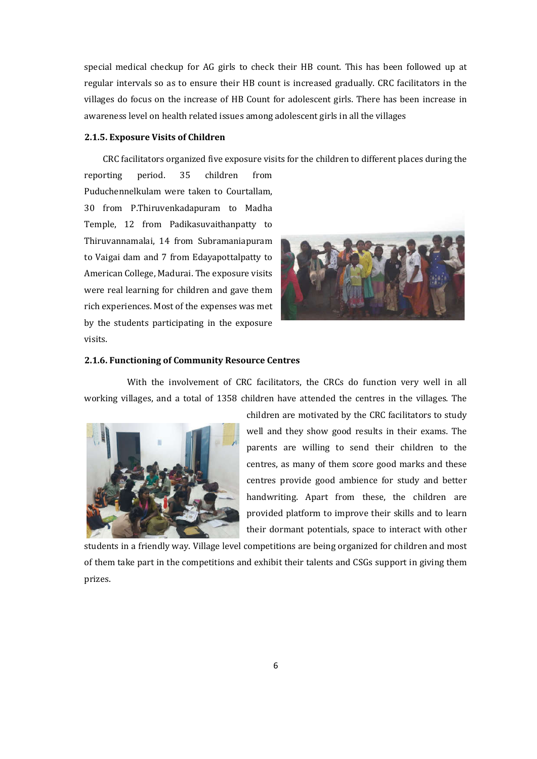special medical checkup for AG girls to check their HB count. This has been followed up at regular intervals so as to ensure their HB count is increased gradually. CRC facilitators in the villages do focus on the increase of HB Count for adolescent girls. There has been increase in awareness level on health related issues among adolescent girls in all the villages

#### 2.1.5. Exposure Visits of Children

CRC facilitators organized five exposure visits for the children to different places during the reporting period. 35 children from Puduchennelkulam were taken to Courtallam, 30 from P.Thiruvenkadapuram to Madha Temple, 12 from Padikasuvaithanpatty to Thiruvannamalai, 14 from Subramaniapuram to Vaigai dam and 7 from Edayapottalpatty to American College, Madurai. The exposure visits were real learning for children and gave them rich experiences. Most of the expenses was met by the students participating in the exposure visits.

#### 2.1.6. Functioning of Community Resource Centres

With the involvement of CRC facilitators, the CRCs do function very well in all working villages, and a total of 1358 children have attended the centres in the villages. The children are motivated by the CRC facilitators to study well and they show good results in their exams. The parents are willing to send their children to the centres, as many of them score good marks and these centres provide good ambience for study and better handwriting. Apart from these, the children are provided platform to improve their skills and to learn their dormant potentials, space to interact with other students in a friendly way. Village level competitions are being organized for children and most of them take part in the competitions and exhibit their talents and CSGs support in giving them prizes.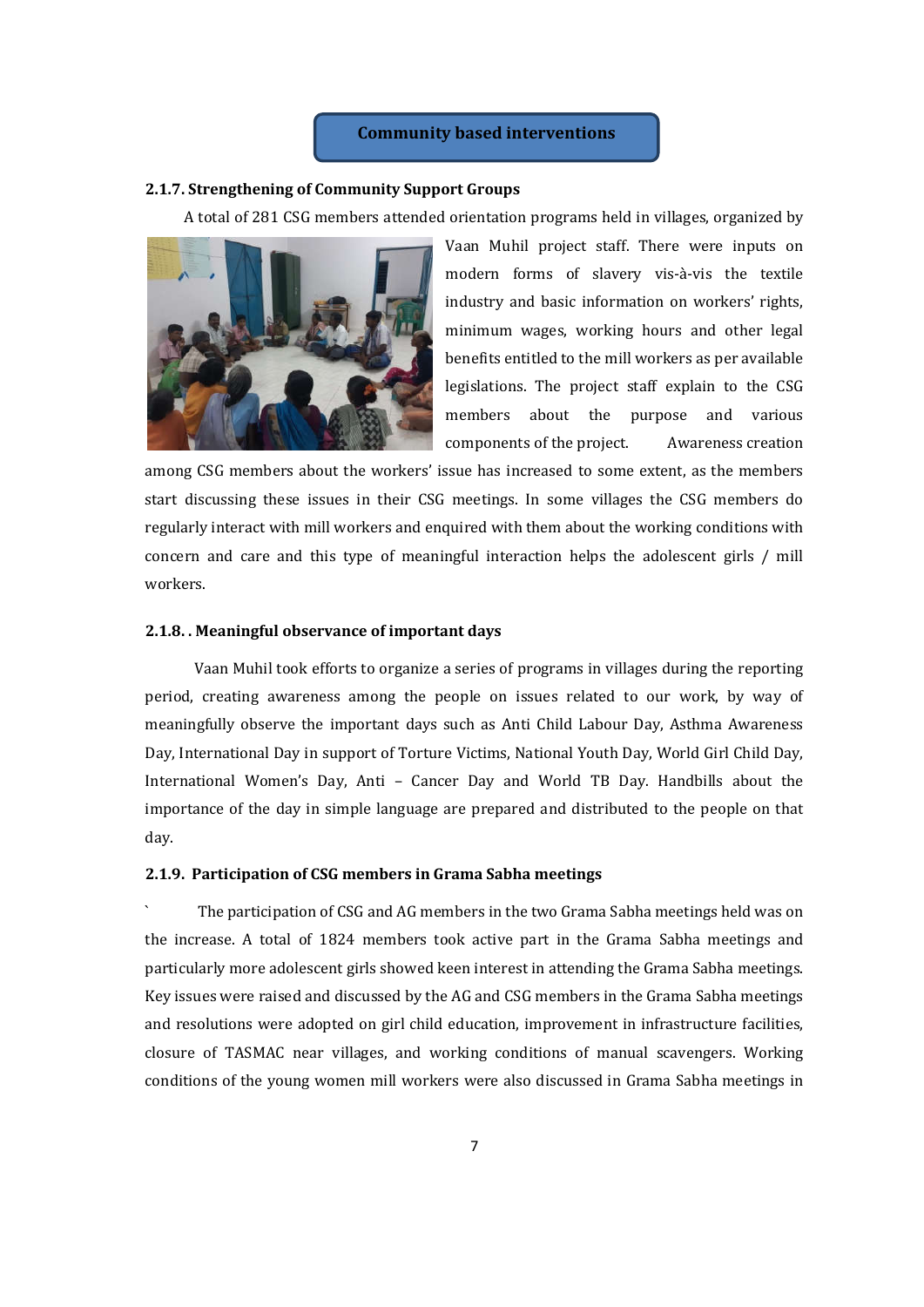## Community based interventions

### 2.1.7. Strengthening of Community Support Groups

A total of 281 CSG members attended orientation programs held in villages, organized by Vaan Muhil project staff. There were inputs on modern forms of slavery vis-à-vis the textile industry and basic information on workers' rights, minimum wages, working hours and other legal benefits entitled to the mill workers as per available legislations. The project staff explain to the CSG members about the purpose and various components of the project. Awareness creation among CSG members about the workers' issue has increased to some extent, as the members start discussing these issues in their CSG meetings. In some villages the CSG members do regularly interact with mill workers and enquired with them about the working conditions with concern and care and this type of meaningful interaction helps the adolescent girls / mill workers.

### 2.1.8. . Meaningful observance of important days

Vaan Muhil took efforts to organize a series of programs in villages during the reporting period, creating awareness among the people on issues related to our work, by way of meaningfully observe the important days such as Anti Child Labour Day, Asthma Awareness Day, International Day in support of Torture Victims, National Youth Day, World Girl Child Day, International Women's Day, Anti – Cancer Day and World TB Day. Handbills about the importance of the day in simple language are prepared and distributed to the people on that day.

### 2.1.9. Participation of CSG members in Grama Sabha meetings

` The participation of CSG and AG members in the two Grama Sabha meetings held was on the increase. A total of 1824 members took active part in the Grama Sabha meetings and particularly more adolescent girls showed keen interest in attending the Grama Sabha meetings. Key issues were raised and discussed by the AG and CSG members in the Grama Sabha meetings and resolutions were adopted on girl child education, improvement in infrastructure facilities, closure of TASMAC near villages, and working conditions of manual scavengers. Working conditions of the young women mill workers were also discussed in Grama Sabha meetings in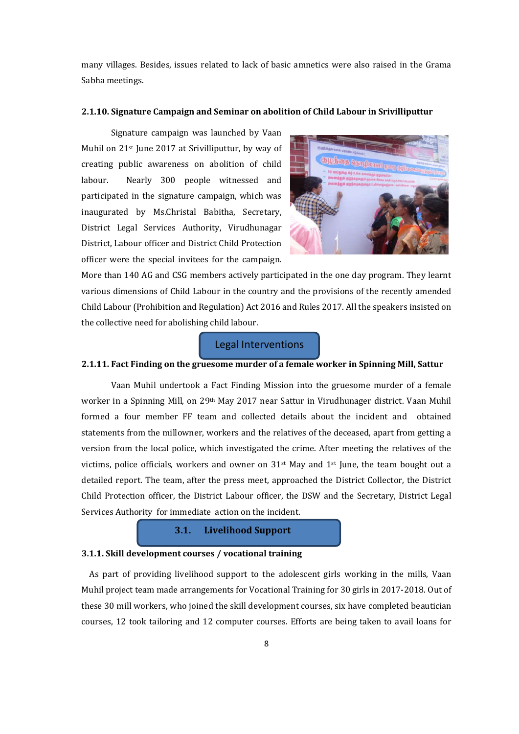many villages. Besides, issues related to lack of basic amnetics were also raised in the Grama Sabha meetings.

#### 2.1.10. Signature Campaign and Seminar on abolition of Child Labour in Srivilliputtur

Signature campaign was launched by Vaan Muhil on 21st June 2017 at Srivilliputtur, by way of creating public awareness on abolition of child labour. Nearly 300 people witnessed and participated in the signature campaign, which was inaugurated by Ms.Christal Babitha, Secretary, District Legal Services Authority, Virudhunagar District, Labour officer and District Child Protection officer were the special invitees for the campaign. More than 140 AG and CSG members actively participated in the one day program. They learnt various dimensions of Child Labour in the country and the provisions of the recently amended Child Labour (Prohibition and Regulation) Act 2016 and Rules 2017. All the speakers insisted on the collective need for abolishing child labour.

### Legal Interventions

#### 2.1.11. Fact Finding on the gruesome murder of a female worker in Spinning Mill, Sattur

Vaan Muhil undertook a Fact Finding Mission into the gruesome murder of a female worker in a Spinning Mill, on 29th May 2017 near Sattur in Virudhunager district. Vaan Muhil formed a four member FF team and collected details about the incident and obtained statements from the millowner, workers and the relatives of the deceased, apart from getting a version from the local police, which investigated the crime. After meeting the relatives of the victims, police officials, workers and owner on 31st May and 1st June, the team bought out a detailed report. The team, after the press meet, approached the District Collector, the District Child Protection officer, the District Labour officer, the DSW and the Secretary, District Legal Services Authority for immediate action on the incident.

### 3.1. Livelihood Support

#### 3.1.1. Skill development courses / vocational training

As part of providing livelihood support to the adolescent girls working in the mills, Vaan Muhil project team made arrangements for Vocational Training for 30 girls in 2017-2018. Out of these 30 mill workers, who joined the skill development courses, six have completed beautician courses, 12 took tailoring and 12 computer courses. Efforts are being taken to avail loans for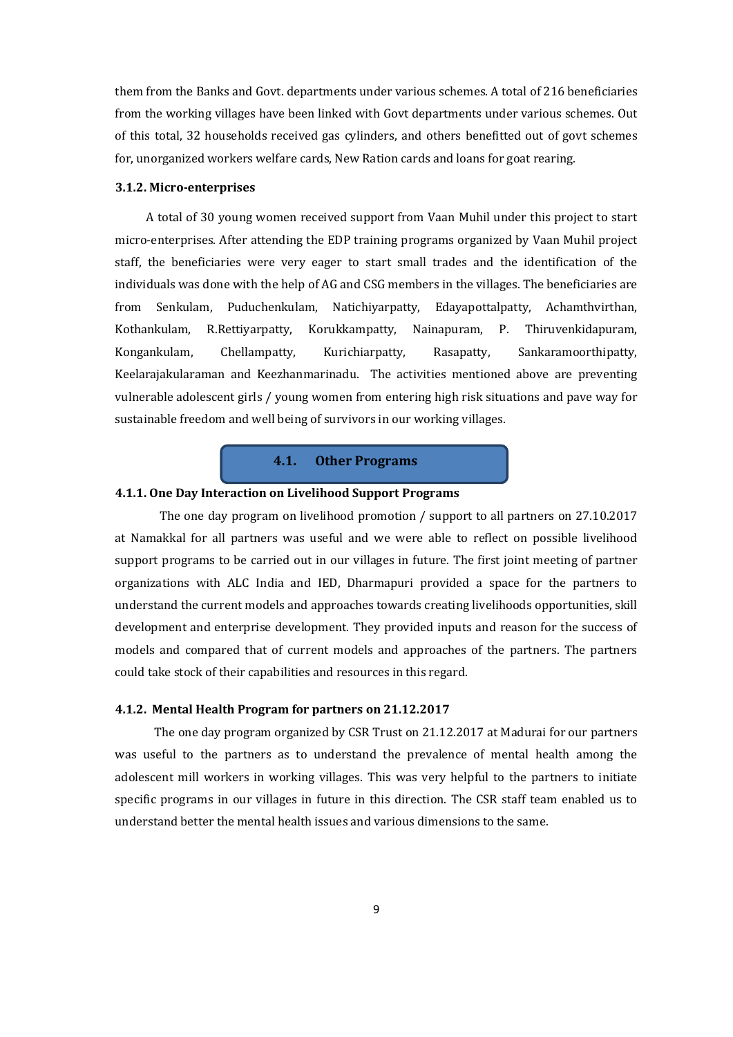them from the Banks and Govt. departments under various schemes. A total of 216 beneficiaries from the working villages have been linked with Govt departments under various schemes. Out of this total, 32 households received gas cylinders, and others benefitted out of govt schemes for, unorganized workers welfare cards, New Ration cards and loans for goat rearing.

### 3.1.2. Micro-enterprises

A total of 30 young women received support from Vaan Muhil under this project to start micro-enterprises. After attending the EDP training programs organized by Vaan Muhil project staff, the beneficiaries were very eager to start small trades and the identification of the individuals was done with the help of AG and CSG members in the villages. The beneficiaries are from Senkulam, Puduchenkulam, Natichiyarpatty, Edayapottalpatty, Achamthvirthan, Kothankulam, R.Rettiyarpatty, Korukkampatty, Nainapuram, P. Thiruvenkidapuram, Kongankulam, Chellampatty, Kurichiarpatty, Rasapatty, Sankaramoorthipatty, Keelarajakularaman and Keezhanmarinadu. The activities mentioned above are preventing vulnerable adolescent girls / young women from entering high risk situations and pave way for sustainable freedom and well being of survivors in our working villages.

## 4.1. Other Programs

### 4.1.1. One Day Interaction on Livelihood Support Programs

The one day program on livelihood promotion / support to all partners on 27.10.2017 at Namakkal for all partners was useful and we were able to reflect on possible livelihood support programs to be carried out in our villages in future. The first joint meeting of partner organizations with ALC India and IED, Dharmapuri provided a space for the partners to understand the current models and approaches towards creating livelihoods opportunities, skill development and enterprise development. They provided inputs and reason for the success of models and compared that of current models and approaches of the partners. The partners could take stock of their capabilities and resources in this regard.

### 4.1.2. Mental Health Program for partners on 21.12.2017

The one day program organized by CSR Trust on 21.12.2017 at Madurai for our partners was useful to the partners as to understand the prevalence of mental health among the adolescent mill workers in working villages. This was very helpful to the partners to initiate specific programs in our villages in future in this direction. The CSR staff team enabled us to understand better the mental health issues and various dimensions to the same.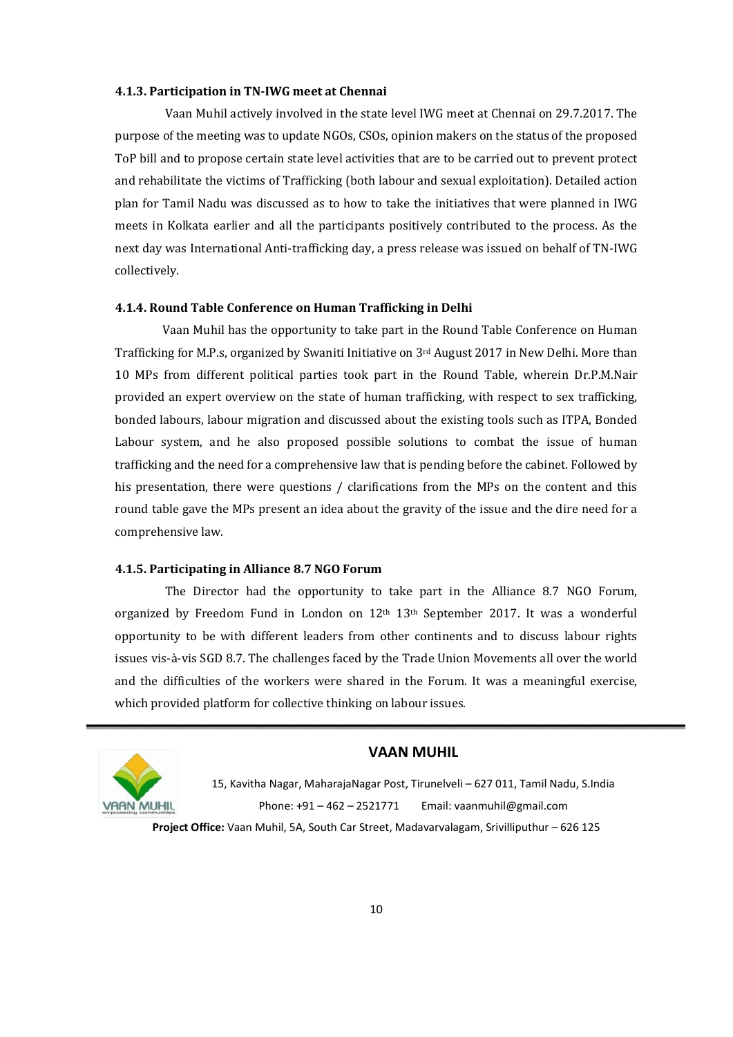#### 4.1.3. Participation in TN-IWG meet at Chennai

Vaan Muhil actively involved in the state level IWG meet at Chennai on 29.7.2017. The purpose of the meeting was to update NGOs, CSOs, opinion makers on the status of the proposed ToP bill and to propose certain state level activities that are to be carried out to prevent protect and rehabilitate the victims of Trafficking (both labour and sexual exploitation). Detailed action plan for Tamil Nadu was discussed as to how to take the initiatives that were planned in IWG meets in Kolkata earlier and all the participants positively contributed to the process. As the next day was International Anti-trafficking day, a press release was issued on behalf of TN-IWG collectively.

#### 4.1.4. Round Table Conference on Human Trafficking in Delhi

Vaan Muhil has the opportunity to take part in the Round Table Conference on Human Trafficking for M.P.s, organized by Swaniti Initiative on 3rd August 2017 in New Delhi. More than 10 MPs from different political parties took part in the Round Table, wherein Dr.P.M.Nair provided an expert overview on the state of human trafficking, with respect to sex trafficking, bonded labours, labour migration and discussed about the existing tools such as ITPA, Bonded Labour system, and he also proposed possible solutions to combat the issue of human trafficking and the need for a comprehensive law that is pending before the cabinet. Followed by his presentation, there were questions / clarifications from the MPs on the content and this round table gave the MPs present an idea about the gravity of the issue and the dire need for a comprehensive law.

#### 4.1.5. Participating in Alliance 8.7 NGO Forum

The Director had the opportunity to take part in the Alliance 8.7 NGO Forum, organized by Freedom Fund in London on 12th 13th September 2017. It was a wonderful opportunity to be with different leaders from other continents and to discuss labour rights issues vis-à-vis SGD 8.7. The challenges faced by the Trade Union Movements all over the world and the difficulties of the workers were shared in the Forum. It was a meaningful exercise, which provided platform for collective thinking on labour issues.